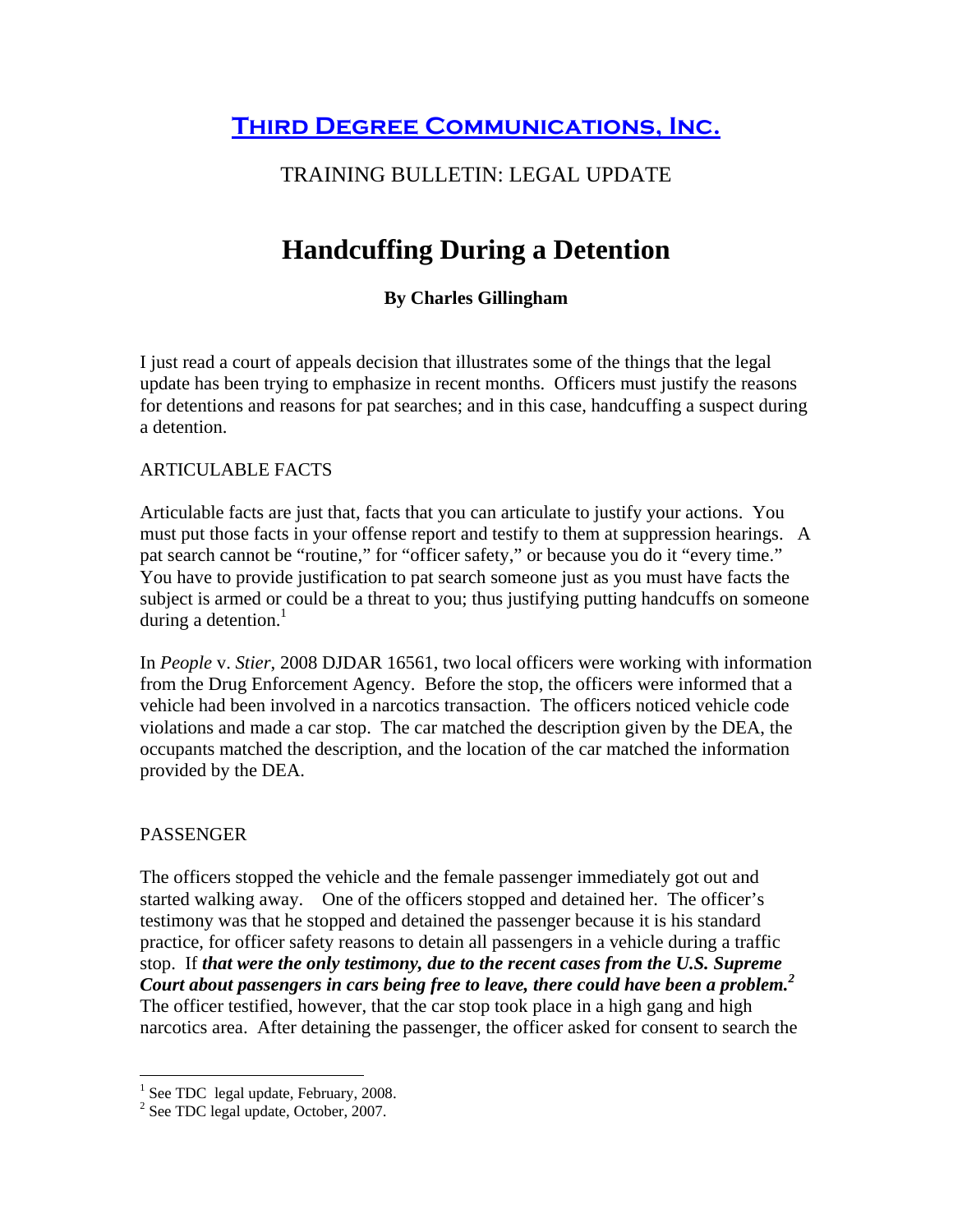# Third Degree Communications, Inc.

## TRAINING BULLETIN: LEGAL UPDATE

# Handcuffing During a Detention

**By Charles Gillingham**

I just read a court of appeals decision that illustrates some of the things that the legal update has been trying to emphasize in recent months. Officers must justify the reasons for detentions and reasons for pat searches; and in this case, handcuffing a suspect during a detention.

### ARTICULABLE FACTS

Articulable facts are just that, facts that you can articulate to justify your actions. You must put those facts in your offense report and testify to them at suppression hearings. A pat search cannot be "routine," for "officer safety," or because you do it "every time." You have to provide justification to pat search someone just as you must have facts the subject is armed or could be a threat to you; thus justifying putting handcuffs on someone during a detention.[1]

In *People* v. *Stier*, 2008 DJDAR 16561, two local officers were working with information from the Drug Enforcement Agency. Before the stop, the officers were informed that a vehicle had been involved in a narcotics transaction. The officers noticed vehicle code violations and made a car stop. The car matched the description given by the DEA, the occupants matched the description, and the location of the car matched the information provided by the DEA.

### PASSENGER

The officers stopped the vehicle and the female passenger immediately got out and started walking away. One of the officers stopped and detained her. The officer's testimony was that he stopped and detained the passenger because it is his standard practice, for officer safety reasons to detain all passengers in a vehicle during a traffic stop. If ***that were the only testimony, due to the recent cases from the U.S. Supreme Court about passengers in cars being free to leave, there could have been a problem.***[2] The officer testified, however, that the car stop took place in a high gang and high narcotics area. After detaining the passenger, the officer asked for consent to search the

---

[1] See TDC legal update, February, 2008.

[2] See TDC legal update, October, 2007.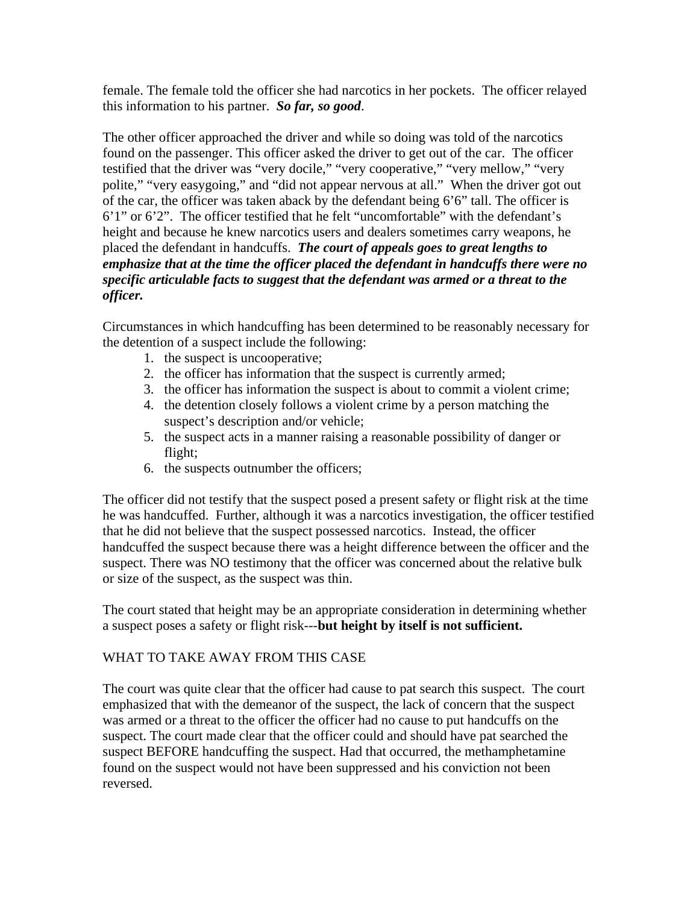female. The female told the officer she had narcotics in her pockets. The officer relayed this information to his partner. ***So far, so good***.

The other officer approached the driver and while so doing was told of the narcotics found on the passenger. This officer asked the driver to get out of the car. The officer testified that the driver was "very docile," "very cooperative," "very mellow," "very polite," "very easygoing," and "did not appear nervous at all." When the driver got out of the car, the officer was taken aback by the defendant being 6'6" tall. The officer is 6'1" or 6'2". The officer testified that he felt "uncomfortable" with the defendant's height and because he knew narcotics users and dealers sometimes carry weapons, he placed the defendant in handcuffs. ***The court of appeals goes to great lengths to emphasize that at the time the officer placed the defendant in handcuffs there were no specific articulable facts to suggest that the defendant was armed or a threat to the officer.***

Circumstances in which handcuffing has been determined to be reasonably necessary for the detention of a suspect include the following:

1. the suspect is uncooperative;
2. the officer has information that the suspect is currently armed;
3. the officer has information the suspect is about to commit a violent crime;
4. the detention closely follows a violent crime by a person matching the suspect's description and/or vehicle;
5. the suspect acts in a manner raising a reasonable possibility of danger or flight;
6. the suspects outnumber the officers;

The officer did not testify that the suspect posed a present safety or flight risk at the time he was handcuffed. Further, although it was a narcotics investigation, the officer testified that he did not believe that the suspect possessed narcotics. Instead, the officer handcuffed the suspect because there was a height difference between the officer and the suspect. There was NO testimony that the officer was concerned about the relative bulk or size of the suspect, as the suspect was thin.

The court stated that height may be an appropriate consideration in determining whether a suspect poses a safety or flight risk---**but height by itself is not sufficient.**

WHAT TO TAKE AWAY FROM THIS CASE

The court was quite clear that the officer had cause to pat search this suspect. The court emphasized that with the demeanor of the suspect, the lack of concern that the suspect was armed or a threat to the officer the officer had no cause to put handcuffs on the suspect. The court made clear that the officer could and should have pat searched the suspect BEFORE handcuffing the suspect. Had that occurred, the methamphetamine found on the suspect would not have been suppressed and his conviction not been reversed.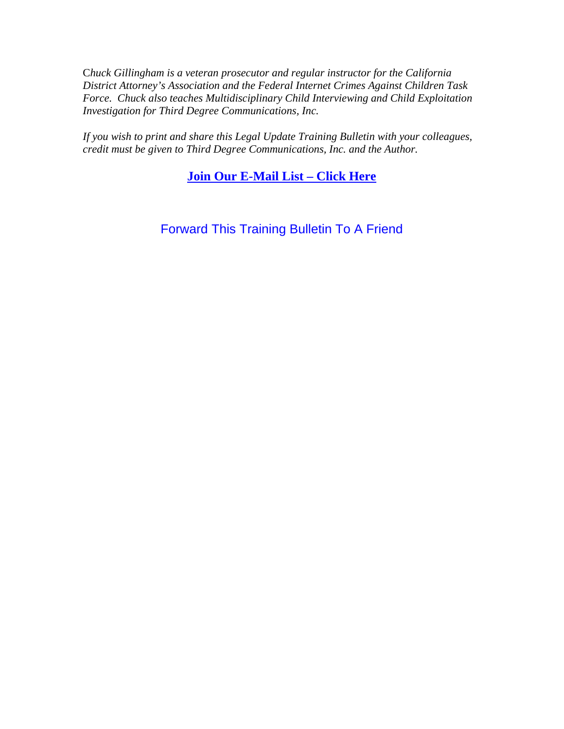*Chuck Gillingham is a veteran prosecutor and regular instructor for the California District Attorney's Association and the Federal Internet Crimes Against Children Task Force. Chuck also teaches Multidisciplinary Child Interviewing and Child Exploitation Investigation for Third Degree Communications, Inc.*

*If you wish to print and share this Legal Update Training Bulletin with your colleagues, credit must be given to Third Degree Communications, Inc. and the Author.*

**Join Our E-Mail List – Click Here**

Forward This Training Bulletin To A Friend